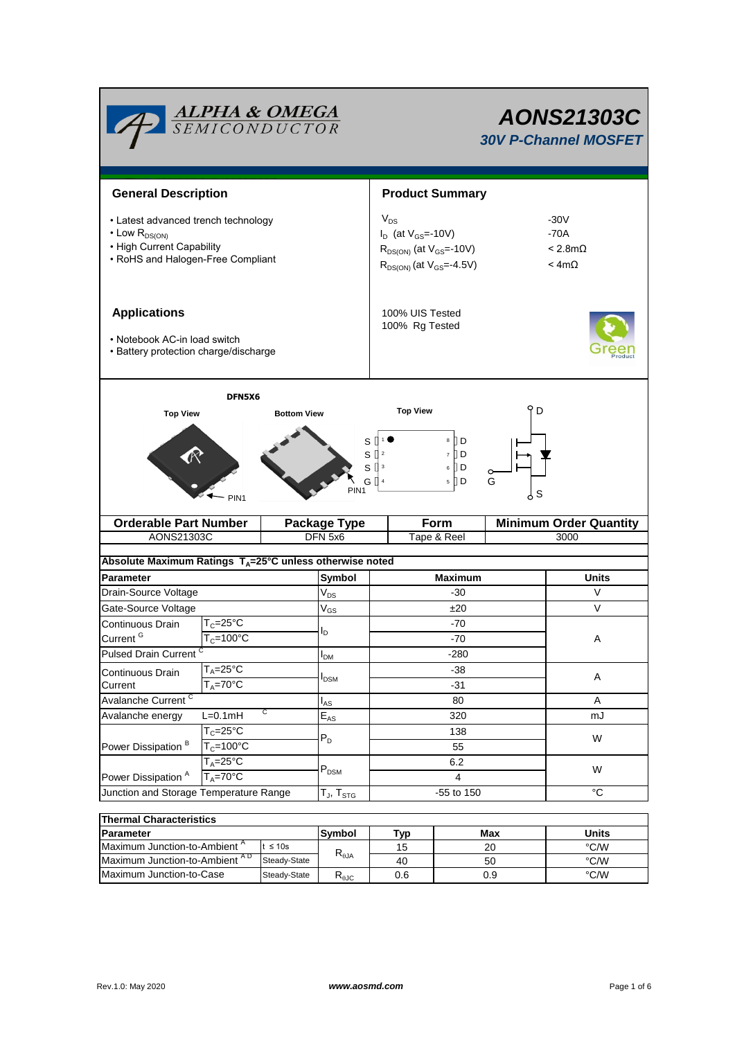# AONS21303C

## 30V P-Channel MOSFET

## General Description

- Latest advanced trench technology
- Low $R_{DS(ON)}$
- High Current Capability
- RoHS and Halogen-Free Compliant

## Product Summary

| | |
|---|---|
| $V_{DS}$ | -30V |
| $I_D$ (at $V_{GS}$=-10V) | -70A |
| $R_{DS(ON)}$ (at $V_{GS}$=-10V) | < 2.8mΩ |
| $R_{DS(ON)}$ (at $V_{GS}$=-4.5V) | < 4mΩ |

100% UIS Tested
100% Rg Tested

## Applications

- Notebook AC-in load switch
- Battery protection charge/discharge

DFN5X6

Top View | Bottom View | Top View

PIN1

S 1 · 8 D
S 2 · 7 D
S 3 · 6 D
G 4 · 5 D

| Orderable Part Number | Package Type | Form | Minimum Order Quantity |
|---|---|---|---|
| AONS21303C | DFN 5x6 | Tape & Reel | 3000 |

**Absolute Maximum Ratings $T_A$=25°C unless otherwise noted**

| Parameter | | Symbol | Maximum | Units |
|---|---|---|---|---|
| Drain-Source Voltage | | $V_{DS}$ | -30 | V |
| Gate-Source Voltage | | $V_{GS}$ | ±20 | V |
| Continuous Drain Current [G] | $T_C$=25°C | $I_D$ | -70 | A |
| | $T_C$=100°C | | -70 | |
| Pulsed Drain Current [C] | | $I_{DM}$ | -280 | |
| Continuous Drain Current | $T_A$=25°C | $I_{DSM}$ | -38 | A |
| | $T_A$=70°C | | -31 | |
| Avalanche Current [C] | | $I_{AS}$ | 80 | A |
| Avalanche energy | L=0.1mH [C] | $E_{AS}$ | 320 | mJ |
| Power Dissipation [B] | $T_C$=25°C | $P_D$ | 138 | W |
| | $T_C$=100°C | | 55 | |
| Power Dissipation [A] | $T_A$=25°C | $P_{DSM}$ | 6.2 | W |
| | $T_A$=70°C | | 4 | |
| Junction and Storage Temperature Range | | $T_J$, $T_{STG}$ | -55 to 150 | °C |

**Thermal Characteristics**

| Parameter | | Symbol | Typ | Max | Units |
|---|---|---|---|---|---|
| Maximum Junction-to-Ambient [A] | t ≤ 10s | $R_{\theta JA}$ | 15 | 20 | °C/W |
| Maximum Junction-to-Ambient [A D] | Steady-State | | 40 | 50 | °C/W |
| Maximum Junction-to-Case | Steady-State | $R_{\theta JC}$ | 0.6 | 0.9 | °C/W |

Rev.1.0: May 2020

www.aosmd.com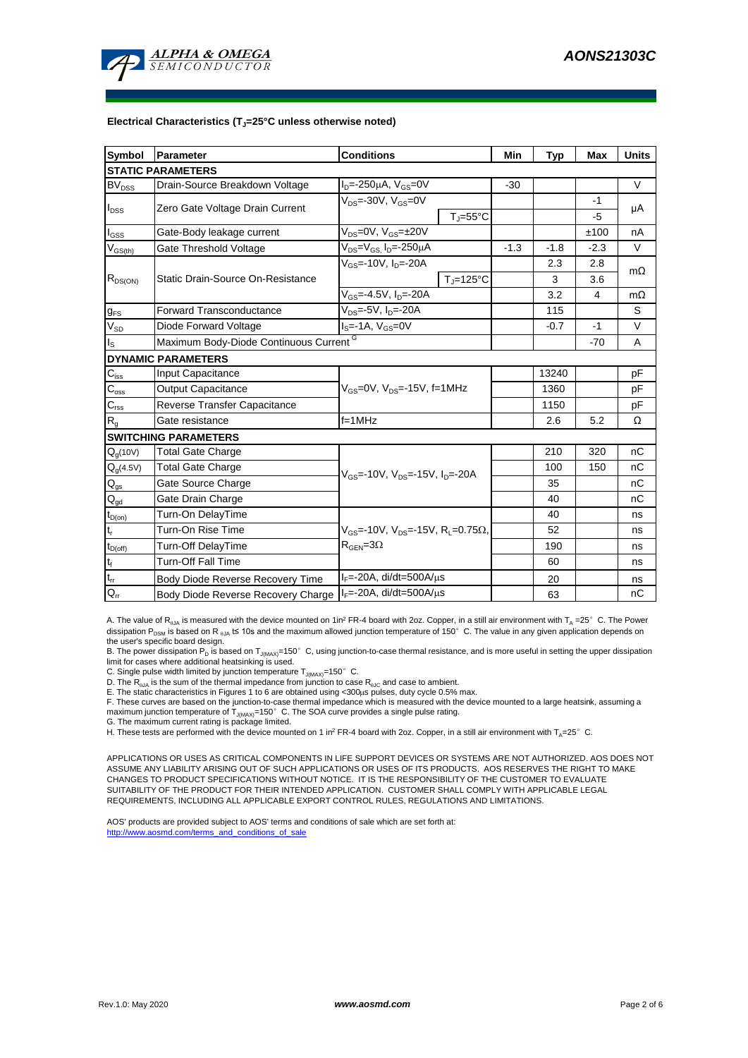### Electrical Characteristics ($T_J$=25°C unless otherwise noted)

| Symbol | Parameter | Conditions | | Min | Typ | Max | Units |
|---|---|---|---|---|---|---|---|
| **STATIC PARAMETERS** | | | | | | | |
| $BV_{DSS}$ | Drain-Source Breakdown Voltage | $I_D$=-250µA, $V_{GS}$=0V | | -30 | | | V |
| $I_{DSS}$ | Zero Gate Voltage Drain Current | $V_{DS}$=-30V, $V_{GS}$=0V | | | | -1 | µA |
| | | | $T_J$=55°C | | | -5 | |
| $I_{GSS}$ | Gate-Body leakage current | $V_{DS}$=0V, $V_{GS}$=±20V | | | | ±100 | nA |
| $V_{GS(th)}$ | Gate Threshold Voltage | $V_{DS}$=$V_{GS,}$ $I_D$=-250µA | | -1.3 | -1.8 | -2.3 | V |
| $R_{DS(ON)}$ | Static Drain-Source On-Resistance | $V_{GS}$=-10V, $I_D$=-20A | | | 2.3 | 2.8 | mΩ |
| | | | $T_J$=125°C | | 3 | 3.6 | |
| | | $V_{GS}$=-4.5V, $I_D$=-20A | | | 3.2 | 4 | mΩ |
| $g_{FS}$ | Forward Transconductance | $V_{DS}$=-5V, $I_D$=-20A | | | 115 | | S |
| $V_{SD}$ | Diode Forward Voltage | $I_S$=-1A, $V_{GS}$=0V | | | -0.7 | -1 | V |
| $I_S$ | Maximum Body-Diode Continuous Current [G] | | | | | -70 | A |
| **DYNAMIC PARAMETERS** | | | | | | | |
| $C_{iss}$ | Input Capacitance | $V_{GS}$=0V, $V_{DS}$=-15V, f=1MHz | | | 13240 | | pF |
| $C_{oss}$ | Output Capacitance | | | | 1360 | | pF |
| $C_{rss}$ | Reverse Transfer Capacitance | | | | 1150 | | pF |
| $R_g$ | Gate resistance | f=1MHz | | | 2.6 | 5.2 | Ω |
| **SWITCHING PARAMETERS** | | | | | | | |
| $Q_g$(10V) | Total Gate Charge | $V_{GS}$=-10V, $V_{DS}$=-15V, $I_D$=-20A | | | 210 | 320 | nC |
| $Q_g$(4.5V) | Total Gate Charge | | | | 100 | 150 | nC |
| $Q_{gs}$ | Gate Source Charge | | | | 35 | | nC |
| $Q_{gd}$ | Gate Drain Charge | | | | 40 | | nC |
| $t_{D(on)}$ | Turn-On DelayTime | $V_{GS}$=-10V, $V_{DS}$=-15V, $R_L$=0.75Ω, $R_{GEN}$=3Ω | | | 40 | | ns |
| $t_r$ | Turn-On Rise Time | | | | 52 | | ns |
| $t_{D(off)}$ | Turn-Off DelayTime | | | | 190 | | ns |
| $t_f$ | Turn-Off Fall Time | | | | 60 | | ns |
| $t_{rr}$ | Body Diode Reverse Recovery Time | $I_F$=-20A, di/dt=500A/µs | | | 20 | | ns |
| $Q_{rr}$ | Body Diode Reverse Recovery Charge | $I_F$=-20A, di/dt=500A/µs | | | 63 | | nC |

A. The value of $R_{\theta JA}$ is measured with the device mounted on 1in² FR-4 board with 2oz. Copper, in a still air environment with $T_A$ =25° C. The Power dissipation $P_{DSM}$ is based on R $_{\theta JA}$ t≤ 10s and the maximum allowed junction temperature of 150° C. The value in any given application depends on the user's specific board design.

B. The power dissipation $P_D$ is based on $T_{J(MAX)}$=150° C, using junction-to-case thermal resistance, and is more useful in setting the upper dissipation limit for cases where additional heatsinking is used.

C. Single pulse width limited by junction temperature $T_{J(MAX)}$=150° C.

D. The $R_{\theta JA}$ is the sum of the thermal impedance from junction to case $R_{\theta JC}$ and case to ambient.

E. The static characteristics in Figures 1 to 6 are obtained using <300µs pulses, duty cycle 0.5% max.

F. These curves are based on the junction-to-case thermal impedance which is measured with the device mounted to a large heatsink, assuming a maximum junction temperature of $T_{J(MAX)}$=150° C. The SOA curve provides a single pulse rating.

G. The maximum current rating is package limited.

H. These tests are performed with the device mounted on 1 in² FR-4 board with 2oz. Copper, in a still air environment with $T_A$=25° C.

APPLICATIONS OR USES AS CRITICAL COMPONENTS IN LIFE SUPPORT DEVICES OR SYSTEMS ARE NOT AUTHORIZED. AOS DOES NOT ASSUME ANY LIABILITY ARISING OUT OF SUCH APPLICATIONS OR USES OF ITS PRODUCTS. AOS RESERVES THE RIGHT TO MAKE CHANGES TO PRODUCT SPECIFICATIONS WITHOUT NOTICE. IT IS THE RESPONSIBILITY OF THE CUSTOMER TO EVALUATE SUITABILITY OF THE PRODUCT FOR THEIR INTENDED APPLICATION. CUSTOMER SHALL COMPLY WITH APPLICABLE LEGAL REQUIREMENTS, INCLUDING ALL APPLICABLE EXPORT CONTROL RULES, REGULATIONS AND LIMITATIONS.

AOS' products are provided subject to AOS' terms and conditions of sale which are set forth at:
http://www.aosmd.com/terms_and_conditions_of_sale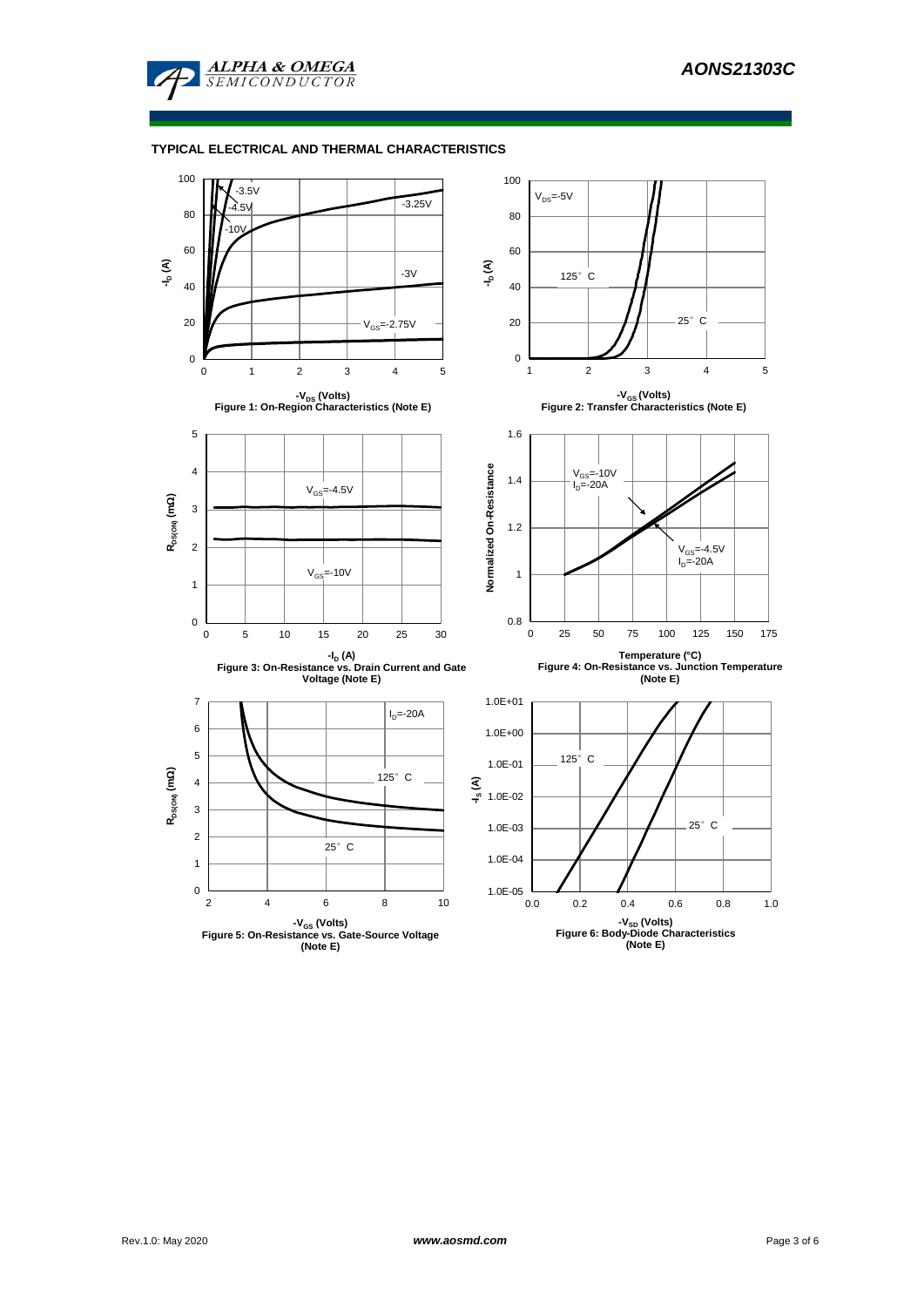## TYPICAL ELECTRICAL AND THERMAL CHARACTERISTICS

-3.5V, -4.5V, -10V, -3.25V, -3V, $V_{GS}$=-2.75V

$-I_D$ (A)

$-V_{DS}$ (Volts)

Figure 1: On-Region Characteristics (Note E)

$V_{DS}$=-5V, 125° C, 25° C

$-I_D$ (A)

$-V_{GS}$ (Volts)

Figure 2: Transfer Characteristics (Note E)

$V_{GS}$=-4.5V, $V_{GS}$=-10V

$R_{DS(ON)}$ (mΩ)

$-I_D$ (A)

Figure 3: On-Resistance vs. Drain Current and Gate Voltage (Note E)

$V_{GS}$=-10V, $I_D$=-20A; $V_{GS}$=-4.5V, $I_D$=-20A

Normalized On-Resistance

Temperature (°C)

Figure 4: On-Resistance vs. Junction Temperature (Note E)

$I_D$=-20A, 125° C, 25° C

$R_{DS(ON)}$ (mΩ)

$-V_{GS}$ (Volts)

Figure 5: On-Resistance vs. Gate-Source Voltage (Note E)

125° C, 25° C

$-I_S$ (A)

$-V_{SD}$ (Volts)

Figure 6: Body-Diode Characteristics (Note E)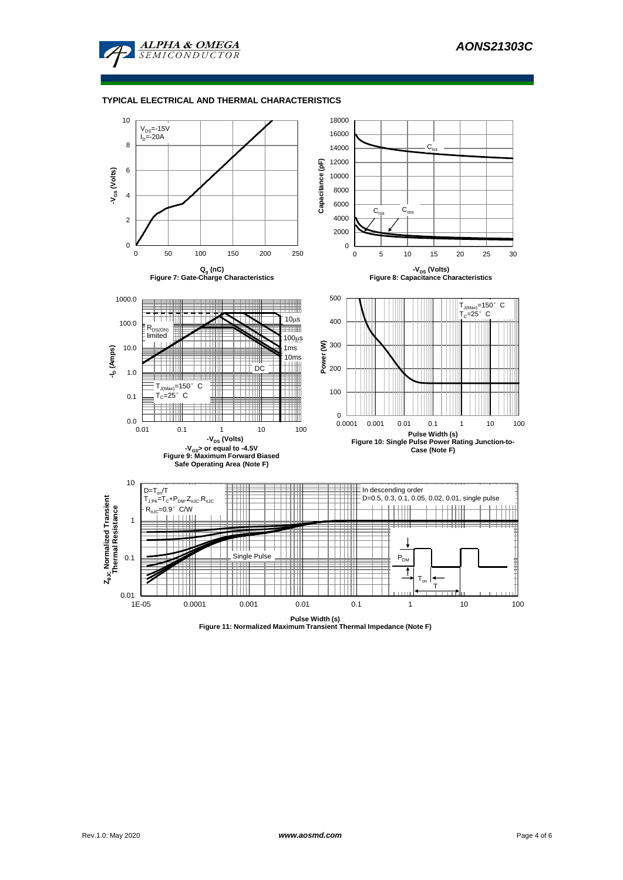## TYPICAL ELECTRICAL AND THERMAL CHARACTERISTICS

$V_{DS}$=-15V
$I_D$=-20A

$Q_g$ (nC)

**Figure 7: Gate-Charge Characteristics**

$C_{iss}$, $C_{rss}$, $C_{oss}$

$-V_{DS}$ (Volts)

**Figure 8: Capacitance Characteristics**

$R_{DS(ON)}$ limited

10µs, 100µs, 1ms, 10ms, DC

$T_{J(Max)}$=150° C
$T_C$=25° C

$-V_{DS}$ (Volts)

**$-V_{GS}$> or equal to -4.5V**

**Figure 9: Maximum Forward Biased Safe Operating Area (Note F)**

$T_{J(Max)}$=150° C
$T_C$=25° C

Pulse Width (s)

**Figure 10: Single Pulse Power Rating Junction-to-Case (Note F)**

$D=T_{on}/T$
$T_{J,PK}=T_C+P_{DM}.Z_{\theta JC}.R_{\theta JC}$
$R_{\theta JC}$=0.9° C/W

In descending order
D=0.5, 0.3, 0.1, 0.05, 0.02, 0.01, single pulse

Single Pulse

$P_{DM}$, $T_{on}$, T

Pulse Width (s)

**Figure 11: Normalized Maximum Transient Thermal Impedance (Note F)**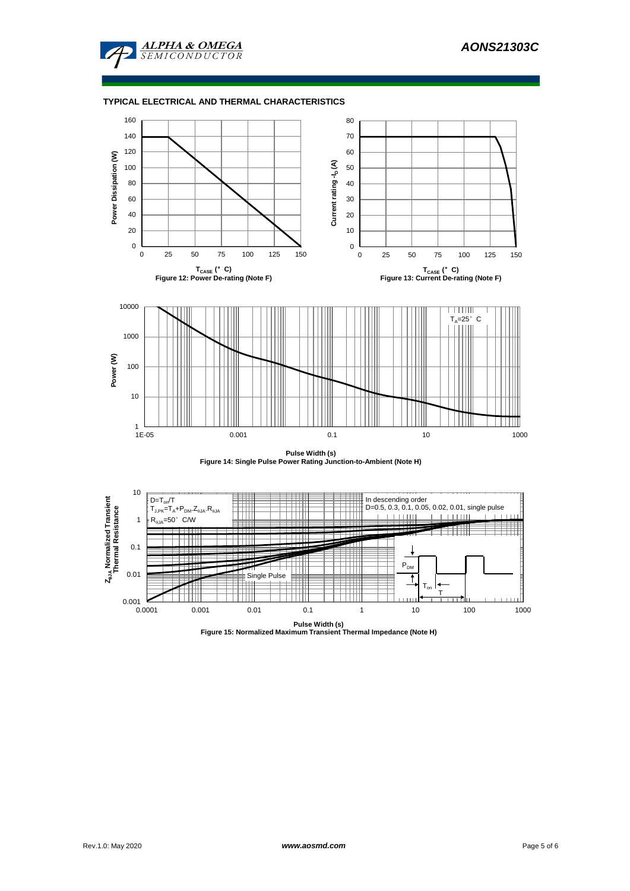## TYPICAL ELECTRICAL AND THERMAL CHARACTERISTICS

Figure 12: Power De-rating (Note F)

Figure 13: Current De-rating (Note F)

Figure 14: Single Pulse Power Rating Junction-to-Ambient (Note H)

Figure 15: Normalized Maximum Transient Thermal Impedance (Note H)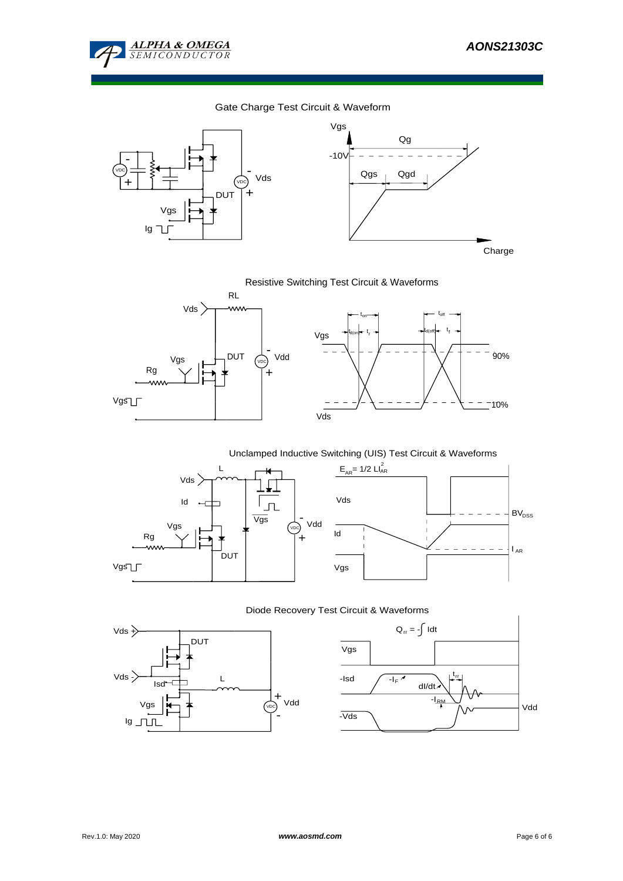## Gate Charge Test Circuit & Waveform

VDC
\-
\+
Vds
DUT
Vgs
Ig

Vgs
Qg
-10V
Qgs
Qgd
Charge

## Resistive Switching Test Circuit & Waveforms

RL
Vds
Vgs
DUT
Vdd
VDC
Rg
Vgs

$t_{on}$
$t_{off}$
$t_{d(on)}$
$t_r$
$t_{d(off)}$
$t_f$
Vgs
90%
10%
Vds

## Unclamped Inductive Switching (UIS) Test Circuit & Waveforms

L
Vds
Id
Vgs
Vdd
VDC
Vgs
Rg
DUT
Vgs

$E_{AR} = 1/2\ LI_{AR}^2$
Vds
$BV_{DSS}$
Id
$I_{AR}$
Vgs

## Diode Recovery Test Circuit & Waveforms

Vds +
DUT
Vds -
Isd
L
Vgs
Ig
VDC
\+
Vdd
\-

$Q_{rr} = -\int Idt$
Vgs
-Isd
$-I_F$
$t_{rr}$
dI/dt
$-I_{RM}$
-Vds
Vdd